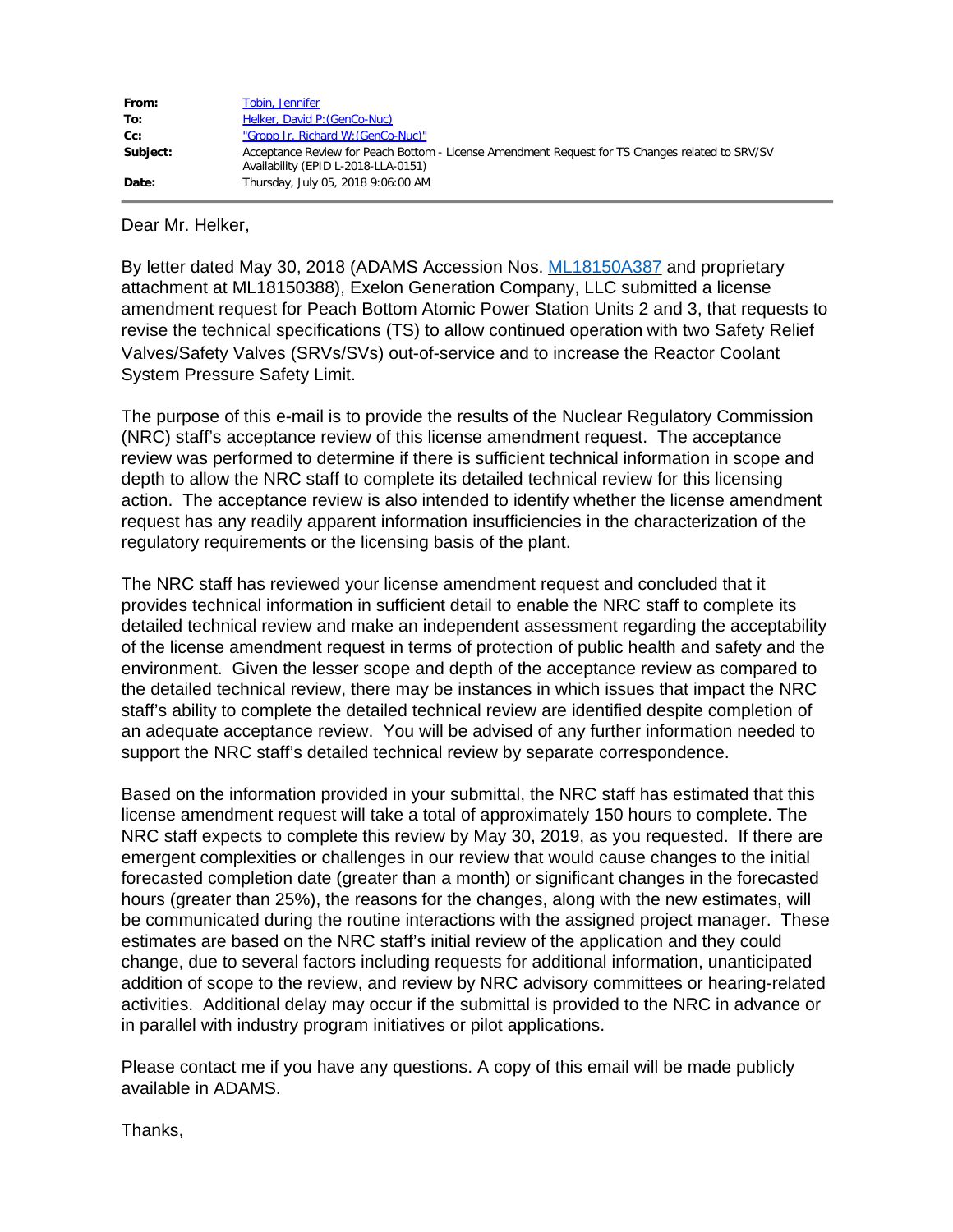| | |
|---|---|
| **From:** | Tobin, Jennifer |
| **To:** | Helker, David P:(GenCo-Nuc) |
| **Cc:** | "Gropp Jr, Richard W:(GenCo-Nuc)" |
| **Subject:** | Acceptance Review for Peach Bottom - License Amendment Request for TS Changes related to SRV/SV Availability (EPID L-2018-LLA-0151) |
| **Date:** | Thursday, July 05, 2018 9:06:00 AM |

Dear Mr. Helker,

By letter dated May 30, 2018 (ADAMS Accession Nos. ML18150A387 and proprietary attachment at ML18150388), Exelon Generation Company, LLC submitted a license amendment request for Peach Bottom Atomic Power Station Units 2 and 3, that requests to revise the technical specifications (TS) to allow continued operation with two Safety Relief Valves/Safety Valves (SRVs/SVs) out-of-service and to increase the Reactor Coolant System Pressure Safety Limit.

The purpose of this e-mail is to provide the results of the Nuclear Regulatory Commission (NRC) staff's acceptance review of this license amendment request. The acceptance review was performed to determine if there is sufficient technical information in scope and depth to allow the NRC staff to complete its detailed technical review for this licensing action. The acceptance review is also intended to identify whether the license amendment request has any readily apparent information insufficiencies in the characterization of the regulatory requirements or the licensing basis of the plant.

The NRC staff has reviewed your license amendment request and concluded that it provides technical information in sufficient detail to enable the NRC staff to complete its detailed technical review and make an independent assessment regarding the acceptability of the license amendment request in terms of protection of public health and safety and the environment. Given the lesser scope and depth of the acceptance review as compared to the detailed technical review, there may be instances in which issues that impact the NRC staff's ability to complete the detailed technical review are identified despite completion of an adequate acceptance review. You will be advised of any further information needed to support the NRC staff's detailed technical review by separate correspondence.

Based on the information provided in your submittal, the NRC staff has estimated that this license amendment request will take a total of approximately 150 hours to complete. The NRC staff expects to complete this review by May 30, 2019, as you requested. If there are emergent complexities or challenges in our review that would cause changes to the initial forecasted completion date (greater than a month) or significant changes in the forecasted hours (greater than 25%), the reasons for the changes, along with the new estimates, will be communicated during the routine interactions with the assigned project manager. These estimates are based on the NRC staff's initial review of the application and they could change, due to several factors including requests for additional information, unanticipated addition of scope to the review, and review by NRC advisory committees or hearing-related activities. Additional delay may occur if the submittal is provided to the NRC in advance or in parallel with industry program initiatives or pilot applications.

Please contact me if you have any questions. A copy of this email will be made publicly available in ADAMS.

Thanks,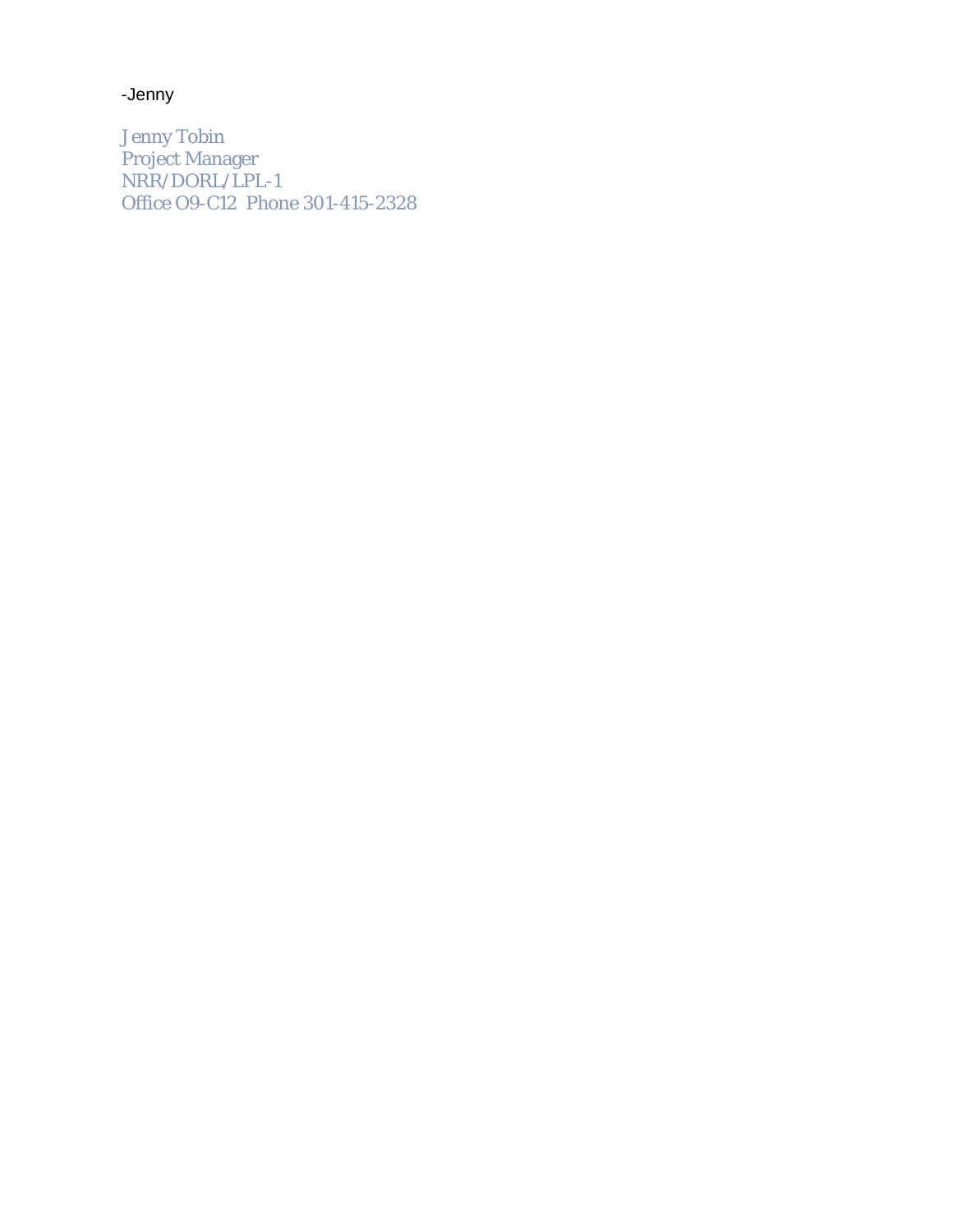-Jenny

Jenny Tobin  
Project Manager  
NRR/DORL/LPL-1  
Office O9-C12  Phone 301-415-2328